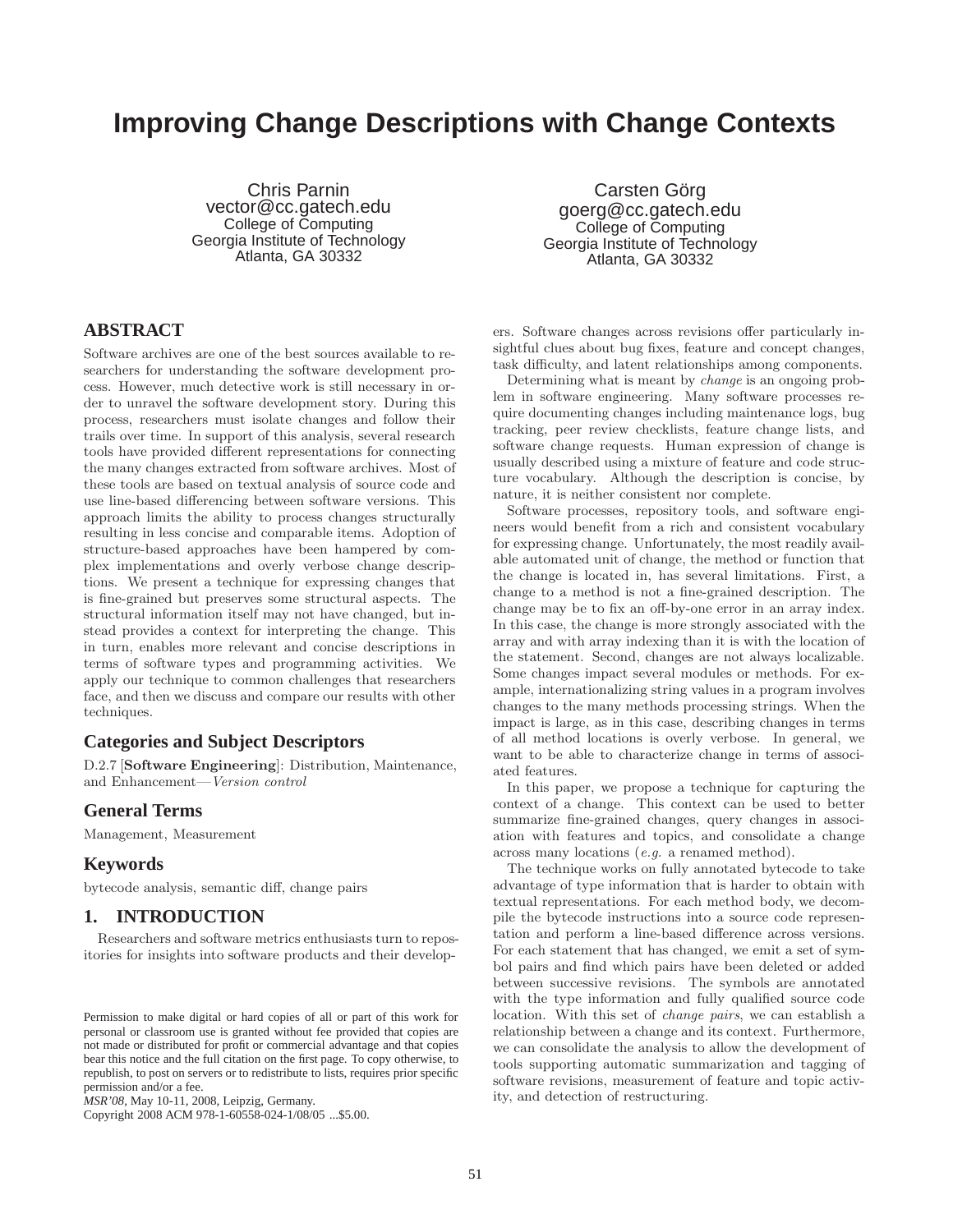# Improving Change Descriptions with Change Contexts

Chris Parnin
vector@cc.gatech.edu
College of Computing
Georgia Institute of Technology
Atlanta, GA 30332

Carsten Görg
goerg@cc.gatech.edu
College of Computing
Georgia Institute of Technology
Atlanta, GA 30332

## ABSTRACT

Software archives are one of the best sources available to researchers for understanding the software development process. However, much detective work is still necessary in order to unravel the software development story. During this process, researchers must isolate changes and follow their trails over time. In support of this analysis, several research tools have provided different representations for connecting the many changes extracted from software archives. Most of these tools are based on textual analysis of source code and use line-based differencing between software versions. This approach limits the ability to process changes structurally resulting in less concise and comparable items. Adoption of structure-based approaches have been hampered by complex implementations and overly verbose change descriptions. We present a technique for expressing changes that is fine-grained but preserves some structural aspects. The structural information itself may not have changed, but instead provides a context for interpreting the change. This in turn, enables more relevant and concise descriptions in terms of software types and programming activities. We apply our technique to common challenges that researchers face, and then we discuss and compare our results with other techniques.

## Categories and Subject Descriptors

D.2.7 [**Software Engineering**]: Distribution, Maintenance, and Enhancement—*Version control*

## General Terms

Management, Measurement

## Keywords

bytecode analysis, semantic diff, change pairs

## 1. INTRODUCTION

Researchers and software metrics enthusiasts turn to repositories for insights into software products and their developers. Software changes across revisions offer particularly insightful clues about bug fixes, feature and concept changes, task difficulty, and latent relationships among components.

Determining what is meant by *change* is an ongoing problem in software engineering. Many software processes require documenting changes including maintenance logs, bug tracking, peer review checklists, feature change lists, and software change requests. Human expression of change is usually described using a mixture of feature and code structure vocabulary. Although the description is concise, by nature, it is neither consistent nor complete.

Software processes, repository tools, and software engineers would benefit from a rich and consistent vocabulary for expressing change. Unfortunately, the most readily available automated unit of change, the method or function that the change is located in, has several limitations. First, a change to a method is not a fine-grained description. The change may be to fix an off-by-one error in an array index. In this case, the change is more strongly associated with the array and with array indexing than it is with the location of the statement. Second, changes are not always localizable. Some changes impact several modules or methods. For example, internationalizing string values in a program involves changes to the many methods processing strings. When the impact is large, as in this case, describing changes in terms of all method locations is overly verbose. In general, we want to be able to characterize change in terms of associated features.

In this paper, we propose a technique for capturing the context of a change. This context can be used to better summarize fine-grained changes, query changes in association with features and topics, and consolidate a change across many locations (*e.g.* a renamed method).

The technique works on fully annotated bytecode to take advantage of type information that is harder to obtain with textual representations. For each method body, we decompile the bytecode instructions into a source code representation and perform a line-based difference across versions. For each statement that has changed, we emit a set of symbol pairs and find which pairs have been deleted or added between successive revisions. The symbols are annotated with the type information and fully qualified source code location. With this set of *change pairs*, we can establish a relationship between a change and its context. Furthermore, we can consolidate the analysis to allow the development of tools supporting automatic summarization and tagging of software revisions, measurement of feature and topic activity, and detection of restructuring.

Permission to make digital or hard copies of all or part of this work for personal or classroom use is granted without fee provided that copies are not made or distributed for profit or commercial advantage and that copies bear this notice and the full citation on the first page. To copy otherwise, to republish, to post on servers or to redistribute to lists, requires prior specific permission and/or a fee.
*MSR'08*, May 10-11, 2008, Leipzig, Germany.
Copyright 2008 ACM 978-1-60558-024-1/08/05 ...$5.00.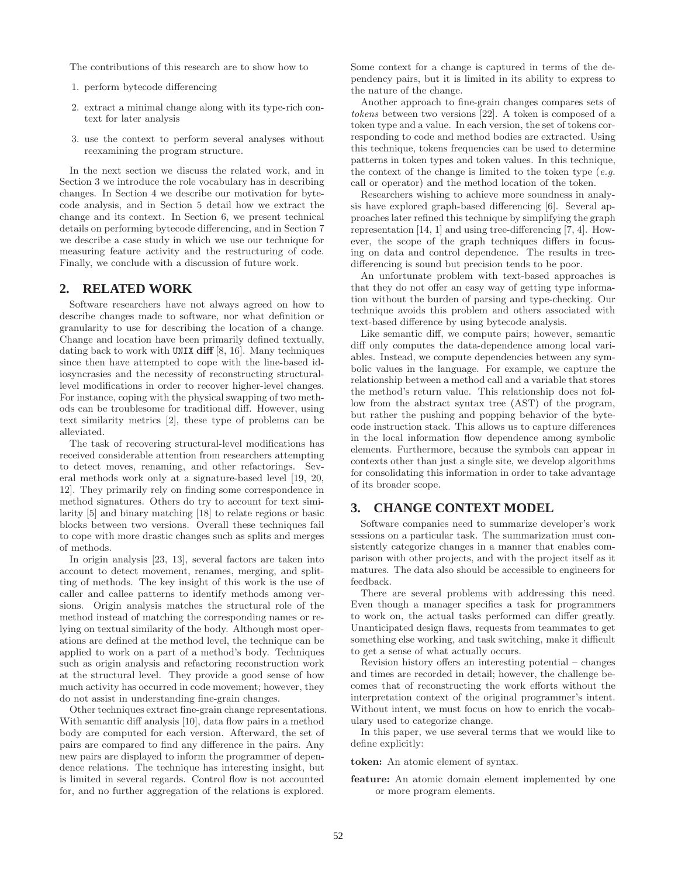The contributions of this research are to show how to

1. perform bytecode differencing
2. extract a minimal change along with its type-rich context for later analysis
3. use the context to perform several analyses without reexamining the program structure.

In the next section we discuss the related work, and in Section 3 we introduce the role vocabulary has in describing changes. In Section 4 we describe our motivation for bytecode analysis, and in Section 5 detail how we extract the change and its context. In Section 6, we present technical details on performing bytecode differencing, and in Section 7 we describe a case study in which we use our technique for measuring feature activity and the restructuring of code. Finally, we conclude with a discussion of future work.

## 2. RELATED WORK

Software researchers have not always agreed on how to describe changes made to software, nor what definition or granularity to use for describing the location of a change. Change and location have been primarily defined textually, dating back to work with UNIX **diff** [8, 16]. Many techniques since then have attempted to cope with the line-based idiosyncrasies and the necessity of reconstructing structural-level modifications in order to recover higher-level changes. For instance, coping with the physical swapping of two methods can be troublesome for traditional diff. However, using text similarity metrics [2], these type of problems can be alleviated.

The task of recovering structural-level modifications has received considerable attention from researchers attempting to detect moves, renaming, and other refactorings. Several methods work only at a signature-based level [19, 20, 12]. They primarily rely on finding some correspondence in method signatures. Others do try to account for text similarity [5] and binary matching [18] to relate regions or basic blocks between two versions. Overall these techniques fail to cope with more drastic changes such as splits and merges of methods.

In origin analysis [23, 13], several factors are taken into account to detect movement, renames, merging, and splitting of methods. The key insight of this work is the use of caller and callee patterns to identify methods among versions. Origin analysis matches the structural role of the method instead of matching the corresponding names or relying on textual similarity of the body. Although most operations are defined at the method level, the technique can be applied to work on a part of a method's body. Techniques such as origin analysis and refactoring reconstruction work at the structural level. They provide a good sense of how much activity has occurred in code movement; however, they do not assist in understanding fine-grain changes.

Other techniques extract fine-grain change representations. With semantic diff analysis [10], data flow pairs in a method body are computed for each version. Afterward, the set of pairs are compared to find any difference in the pairs. Any new pairs are displayed to inform the programmer of dependence relations. The technique has interesting insight, but is limited in several regards. Control flow is not accounted for, and no further aggregation of the relations is explored. Some context for a change is captured in terms of the dependency pairs, but it is limited in its ability to express to the nature of the change.

Another approach to fine-grain changes compares sets of *tokens* between two versions [22]. A token is composed of a token type and a value. In each version, the set of tokens corresponding to code and method bodies are extracted. Using this technique, tokens frequencies can be used to determine patterns in token types and token values. In this technique, the context of the change is limited to the token type (*e.g.* call or operator) and the method location of the token.

Researchers wishing to achieve more soundness in analysis have explored graph-based differencing [6]. Several approaches later refined this technique by simplifying the graph representation [14, 1] and using tree-differencing [7, 4]. However, the scope of the graph techniques differs in focusing on data and control dependence. The results in tree-differencing is sound but precision tends to be poor.

An unfortunate problem with text-based approaches is that they do not offer an easy way of getting type information without the burden of parsing and type-checking. Our technique avoids this problem and others associated with text-based difference by using bytecode analysis.

Like semantic diff, we compute pairs; however, semantic diff only computes the data-dependence among local variables. Instead, we compute dependencies between any symbolic values in the language. For example, we capture the relationship between a method call and a variable that stores the method's return value. This relationship does not follow from the abstract syntax tree (AST) of the program, but rather the pushing and popping behavior of the bytecode instruction stack. This allows us to capture differences in the local information flow dependence among symbolic elements. Furthermore, because the symbols can appear in contexts other than just a single site, we develop algorithms for consolidating this information in order to take advantage of its broader scope.

## 3. CHANGE CONTEXT MODEL

Software companies need to summarize developer's work sessions on a particular task. The summarization must consistently categorize changes in a manner that enables comparison with other projects, and with the project itself as it matures. The data also should be accessible to engineers for feedback.

There are several problems with addressing this need. Even though a manager specifies a task for programmers to work on, the actual tasks performed can differ greatly. Unanticipated design flaws, requests from teammates to get something else working, and task switching, make it difficult to get a sense of what actually occurs.

Revision history offers an interesting potential – changes and times are recorded in detail; however, the challenge becomes that of reconstructing the work efforts without the interpretation context of the original programmer's intent. Without intent, we must focus on how to enrich the vocabulary used to categorize change.

In this paper, we use several terms that we would like to define explicitly:

**token:** An atomic element of syntax.

**feature:** An atomic domain element implemented by one or more program elements.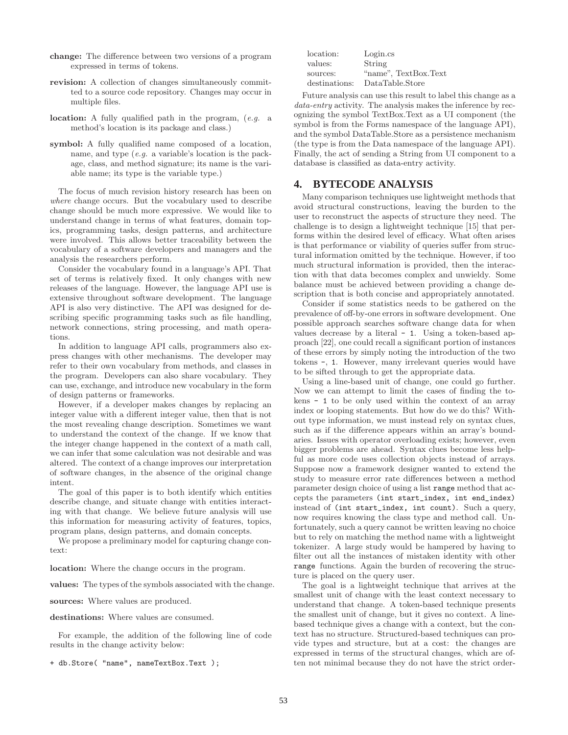**change:** The difference between two versions of a program expressed in terms of tokens.

**revision:** A collection of changes simultaneously committed to a source code repository. Changes may occur in multiple files.

**location:** A fully qualified path in the program, (*e.g.* a method's location is its package and class.)

**symbol:** A fully qualified name composed of a location, name, and type (*e.g.* a variable's location is the package, class, and method signature; its name is the variable name; its type is the variable type.)

The focus of much revision history research has been on *where* change occurs. But the vocabulary used to describe change should be much more expressive. We would like to understand change in terms of what features, domain topics, programming tasks, design patterns, and architecture were involved. This allows better traceability between the vocabulary of a software developers and managers and the analysis the researchers perform.

Consider the vocabulary found in a language's API. That set of terms is relatively fixed. It only changes with new releases of the language. However, the language API use is extensive throughout software development. The language API is also very distinctive. The API was designed for describing specific programming tasks such as file handling, network connections, string processing, and math operations.

In addition to language API calls, programmers also express changes with other mechanisms. The developer may refer to their own vocabulary from methods, and classes in the program. Developers can also share vocabulary. They can use, exchange, and introduce new vocabulary in the form of design patterns or frameworks.

However, if a developer makes changes by replacing an integer value with a different integer value, then that is not the most revealing change description. Sometimes we want to understand the context of the change. If we know that the integer change happened in the context of a math call, we can infer that some calculation was not desirable and was altered. The context of a change improves our interpretation of software changes, in the absence of the original change intent.

The goal of this paper is to both identify which entities describe change, and situate change with entities interacting with that change. We believe future analysis will use this information for measuring activity of features, topics, program plans, design patterns, and domain concepts.

We propose a preliminary model for capturing change context:

**location:** Where the change occurs in the program.

**values:** The types of the symbols associated with the change.

**sources:** Where values are produced.

**destinations:** Where values are consumed.

For example, the addition of the following line of code results in the change activity below:

```
+ db.Store( "name", nameTextBox.Text );
```

| | |
|---|---|
| location: | Login.cs |
| values: | String |
| sources: | "name", TextBox.Text |
| destinations: | DataTable.Store |

Future analysis can use this result to label this change as a *data-entry* activity. The analysis makes the inference by recognizing the symbol TextBox.Text as a UI component (the symbol is from the Forms namespace of the language API), and the symbol DataTable.Store as a persistence mechanism (the type is from the Data namespace of the language API). Finally, the act of sending a String from UI component to a database is classified as data-entry activity.

## 4. BYTECODE ANALYSIS

Many comparison techniques use lightweight methods that avoid structural constructions, leaving the burden to the user to reconstruct the aspects of structure they need. The challenge is to design a lightweight technique [15] that performs within the desired level of efficacy. What often arises is that performance or viability of queries suffer from structural information omitted by the technique. However, if too much structural information is provided, then the interaction with that data becomes complex and unwieldy. Some balance must be achieved between providing a change description that is both concise and appropriately annotated.

Consider if some statistics needs to be gathered on the prevalence of off-by-one errors in software development. One possible approach searches software change data for when values decrease by a literal `- 1`. Using a token-based approach [22], one could recall a significant portion of instances of these errors by simply noting the introduction of the two tokens `-`, `1`. However, many irrelevant queries would have to be sifted through to get the appropriate data.

Using a line-based unit of change, one could go further. Now we can attempt to limit the cases of finding the tokens `- 1` to be only used within the context of an array index or looping statements. But how do we do this? Without type information, we must instead rely on syntax clues, such as if the difference appears within an array's boundaries. Issues with operator overloading exists; however, even bigger problems are ahead. Syntax clues become less helpful as more code uses collection objects instead of arrays. Suppose now a framework designer wanted to extend the study to measure error rate differences between a method parameter design choice of using a list `range` method that accepts the parameters `(int start_index, int end_index)` instead of `(int start_index, int count)`. Such a query, now requires knowing the class type and method call. Unfortunately, such a query cannot be written leaving no choice but to rely on matching the method name with a lightweight tokenizer. A large study would be hampered by having to filter out all the instances of mistaken identity with other `range` functions. Again the burden of recovering the structure is placed on the query user.

The goal is a lightweight technique that arrives at the smallest unit of change with the least context necessary to understand that change. A token-based technique presents the smallest unit of change, but it gives no context. A line-based technique gives a change with a context, but the context has no structure. Structured-based techniques can provide types and structure, but at a cost: the changes are expressed in terms of the structural changes, which are often not minimal because they do not have the strict order-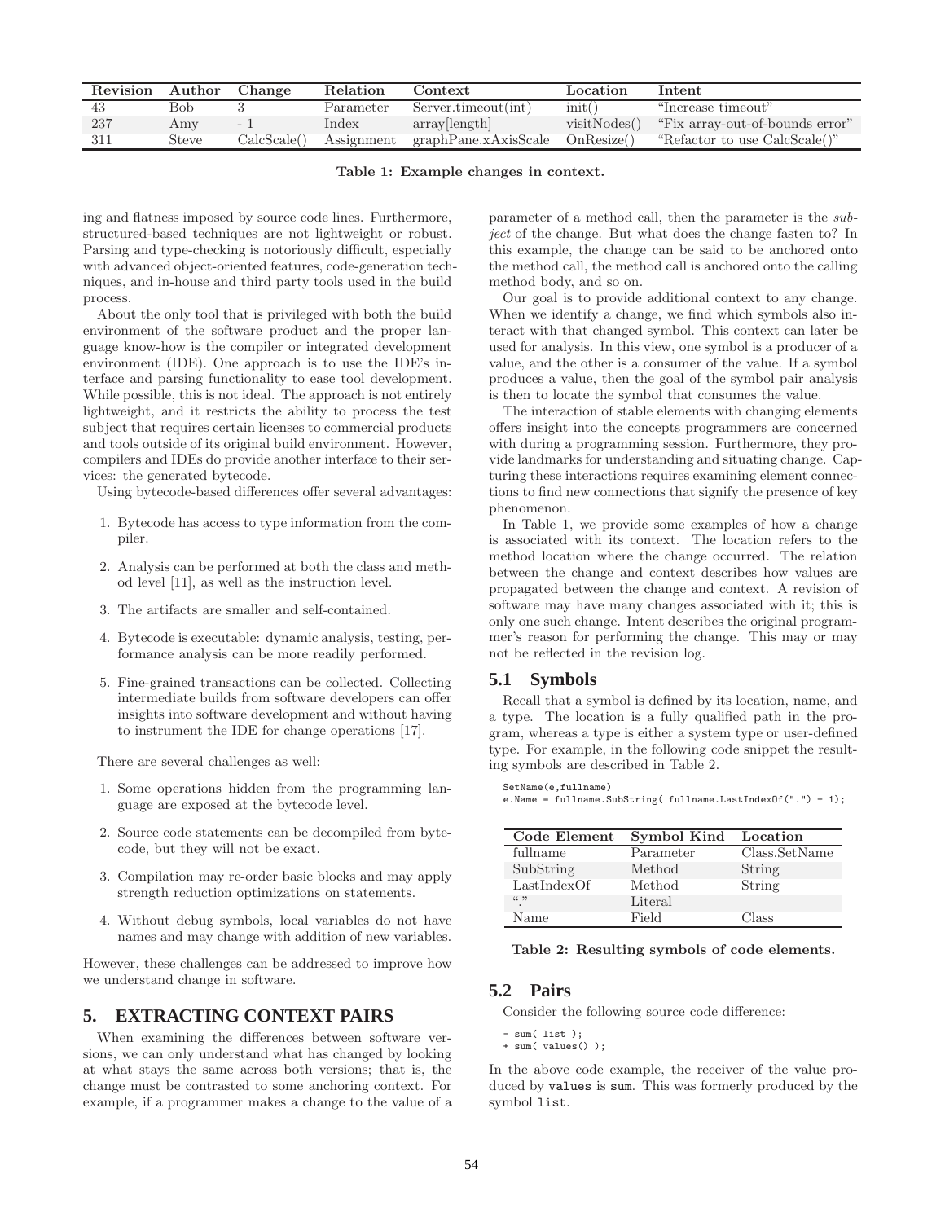| Revision | Author | Change | Relation | Context | Location | Intent |
|---|---|---|---|---|---|---|
| 43 | Bob | 3 | Parameter | Server.timeout(int) | init() | "Increase timeout" |
| 237 | Amy | - 1 | Index | array[length] | visitNodes() | "Fix array-out-of-bounds error" |
| 311 | Steve | CalcScale() | Assignment | graphPane.xAxisScale | OnResize() | "Refactor to use CalcScale()" |

**Table 1: Example changes in context.**

ing and flatness imposed by source code lines. Furthermore, structured-based techniques are not lightweight or robust. Parsing and type-checking is notoriously difficult, especially with advanced object-oriented features, code-generation techniques, and in-house and third party tools used in the build process.

About the only tool that is privileged with both the build environment of the software product and the proper language know-how is the compiler or integrated development environment (IDE). One approach is to use the IDE's interface and parsing functionality to ease tool development. While possible, this is not ideal. The approach is not entirely lightweight, and it restricts the ability to process the test subject that requires certain licenses to commercial products and tools outside of its original build environment. However, compilers and IDEs do provide another interface to their services: the generated bytecode.

Using bytecode-based differences offer several advantages:

1. Bytecode has access to type information from the compiler.
2. Analysis can be performed at both the class and method level [11], as well as the instruction level.
3. The artifacts are smaller and self-contained.
4. Bytecode is executable: dynamic analysis, testing, performance analysis can be more readily performed.
5. Fine-grained transactions can be collected. Collecting intermediate builds from software developers can offer insights into software development and without having to instrument the IDE for change operations [17].

There are several challenges as well:

1. Some operations hidden from the programming language are exposed at the bytecode level.
2. Source code statements can be decompiled from bytecode, but they will not be exact.
3. Compilation may re-order basic blocks and may apply strength reduction optimizations on statements.
4. Without debug symbols, local variables do not have names and may change with addition of new variables.

However, these challenges can be addressed to improve how we understand change in software.

# 5. EXTRACTING CONTEXT PAIRS

When examining the differences between software versions, we can only understand what has changed by looking at what stays the same across both versions; that is, the change must be contrasted to some anchoring context. For example, if a programmer makes a change to the value of a parameter of a method call, then the parameter is the *subject* of the change. But what does the change fasten to? In this example, the change can be said to be anchored onto the method call, the method call is anchored onto the calling method body, and so on.

Our goal is to provide additional context to any change. When we identify a change, we find which symbols also interact with that changed symbol. This context can later be used for analysis. In this view, one symbol is a producer of a value, and the other is a consumer of the value. If a symbol produces a value, then the goal of the symbol pair analysis is then to locate the symbol that consumes the value.

The interaction of stable elements with changing elements offers insight into the concepts programmers are concerned with during a programming session. Furthermore, they provide landmarks for understanding and situating change. Capturing these interactions requires examining element connections to find new connections that signify the presence of key phenomenon.

In Table 1, we provide some examples of how a change is associated with its context. The location refers to the method location where the change occurred. The relation between the change and context describes how values are propagated between the change and context. A revision of software may have many changes associated with it; this is only one such change. Intent describes the original programmer's reason for performing the change. This may or may not be reflected in the revision log.

## 5.1 Symbols

Recall that a symbol is defined by its location, name, and a type. The location is a fully qualified path in the program, whereas a type is either a system type or user-defined type. For example, in the following code snippet the resulting symbols are described in Table 2.

```
SetName(e,fullname)
e.Name = fullname.SubString( fullname.LastIndexOf(".") + 1);
```

| Code Element | Symbol Kind | Location |
|---|---|---|
| fullname | Parameter | Class.SetName |
| SubString | Method | String |
| LastIndexOf | Method | String |
| "." | Literal | |
| Name | Field | Class |

**Table 2: Resulting symbols of code elements.**

## 5.2 Pairs

Consider the following source code difference:

```
- sum( list );
+ sum( values() );
```

In the above code example, the receiver of the value produced by `values` is `sum`. This was formerly produced by the symbol `list`.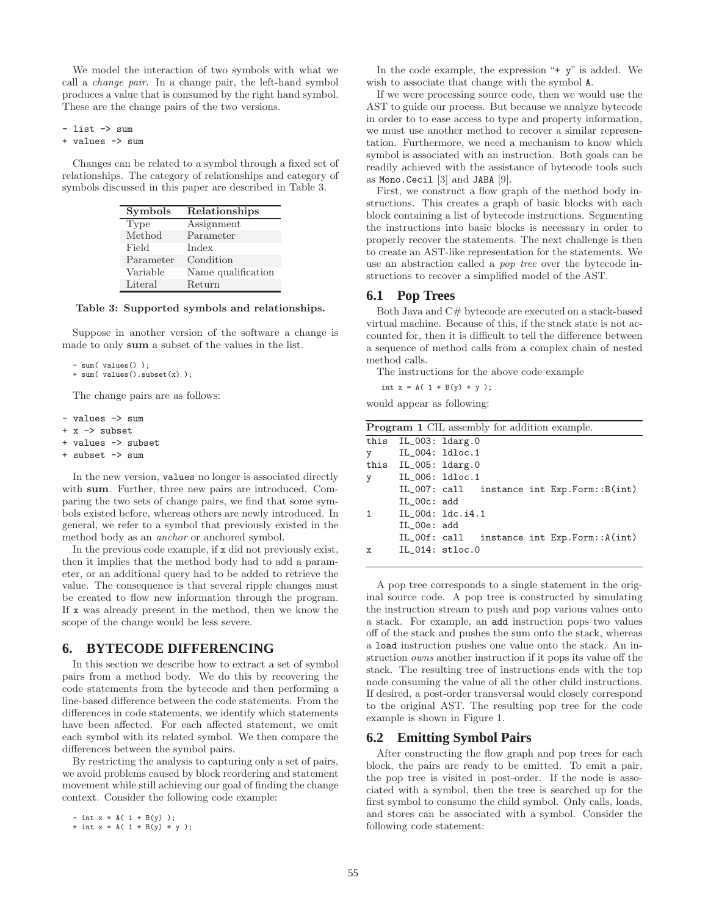We model the interaction of two symbols with what we call a *change pair*. In a change pair, the left-hand symbol produces a value that is consumed by the right hand symbol. These are the change pairs of the two versions.

```
- list -> sum
+ values -> sum
```

Changes can be related to a symbol through a fixed set of relationships. The category of relationships and category of symbols discussed in this paper are described in Table 3.

| Symbols | Relationships |
|---|---|
| Type | Assignment |
| Method | Parameter |
| Field | Index |
| Parameter | Condition |
| Variable | Name qualification |
| Literal | Return |

**Table 3: Supported symbols and relationships.**

Suppose in another version of the software a change is made to only **sum** a subset of the values in the list.

```
- sum( values() );
+ sum( values().subset(x) );
```

The change pairs are as follows:

```
- values -> sum
+ x -> subset
+ values -> subset
+ subset -> sum
```

In the new version, `values` no longer is associated directly with **sum**. Further, three new pairs are introduced. Comparing the two sets of change pairs, we find that some symbols existed before, whereas others are newly introduced. In general, we refer to a symbol that previously existed in the method body as an *anchor* or anchored symbol.

In the previous code example, if `x` did not previously exist, then it implies that the method body had to add a parameter, or an additional query had to be added to retrieve the value. The consequence is that several ripple changes must be created to flow new information through the program. If `x` was already present in the method, then we know the scope of the change would be less severe.

## 6. BYTECODE DIFFERENCING

In this section we describe how to extract a set of symbol pairs from a method body. We do this by recovering the code statements from the bytecode and then performing a line-based difference between the code statements. From the differences in code statements, we identify which statements have been affected. For each affected statement, we emit each symbol with its related symbol. We then compare the differences between the symbol pairs.

By restricting the analysis to capturing only a set of pairs, we avoid problems caused by block reordering and statement movement while still achieving our goal of finding the change context. Consider the following code example:

```
- int x = A( 1 + B(y) );
+ int x = A( 1 + B(y) + y );
```

In the code example, the expression "`+ y`" is added. We wish to associate that change with the symbol `A`.

If we were processing source code, then we would use the AST to guide our process. But because we analyze bytecode in order to to ease access to type and property information, we must use another method to recover a similar representation. Furthermore, we need a mechanism to know which symbol is associated with an instruction. Both goals can be readily achieved with the assistance of bytecode tools such as `Mono.Cecil` [3] and `JABA` [9].

First, we construct a flow graph of the method body instructions. This creates a graph of basic blocks with each block containing a list of bytecode instructions. Segmenting the instructions into basic blocks is necessary in order to properly recover the statements. The next challenge is then to create an AST-like representation for the statements. We use an abstraction called a *pop tree* over the bytecode instructions to recover a simplified model of the AST.

### 6.1 Pop Trees

Both Java and C# bytecode are executed on a stack-based virtual machine. Because of this, if the stack state is not accounted for, then it is difficult to tell the difference between a sequence of method calls from a complex chain of nested method calls.

The instructions for the above code example

```
int x = A( 1 + B(y) + y );
```

would appear as following:

**Program 1** CIL assembly for addition example.

```
this  IL_003: ldarg.0
y     IL_004: ldloc.1
this  IL_005: ldarg.0
y     IL_006: ldloc.1
      IL_007: call   instance int Exp.Form::B(int)
      IL_00c: add
1     IL_00d: ldc.i4.1
      IL_00e: add
      IL_00f: call   instance int Exp.Form::A(int)
x     IL_014: stloc.0
```

A pop tree corresponds to a single statement in the original source code. A pop tree is constructed by simulating the instruction stream to push and pop various values onto a stack. For example, an `add` instruction pops two values off of the stack and pushes the sum onto the stack, whereas a `load` instruction pushes one value onto the stack. An instruction *owns* another instruction if it pops its value off the stack. The resulting tree of instructions ends with the top node consuming the value of all the other child instructions. If desired, a post-order transversal would closely correspond to the original AST. The resulting pop tree for the code example is shown in Figure 1.

### 6.2 Emitting Symbol Pairs

After constructing the flow graph and pop trees for each block, the pairs are ready to be emitted. To emit a pair, the pop tree is visited in post-order. If the node is associated with a symbol, then the tree is searched up for the first symbol to consume the child symbol. Only calls, loads, and stores can be associated with a symbol. Consider the following code statement: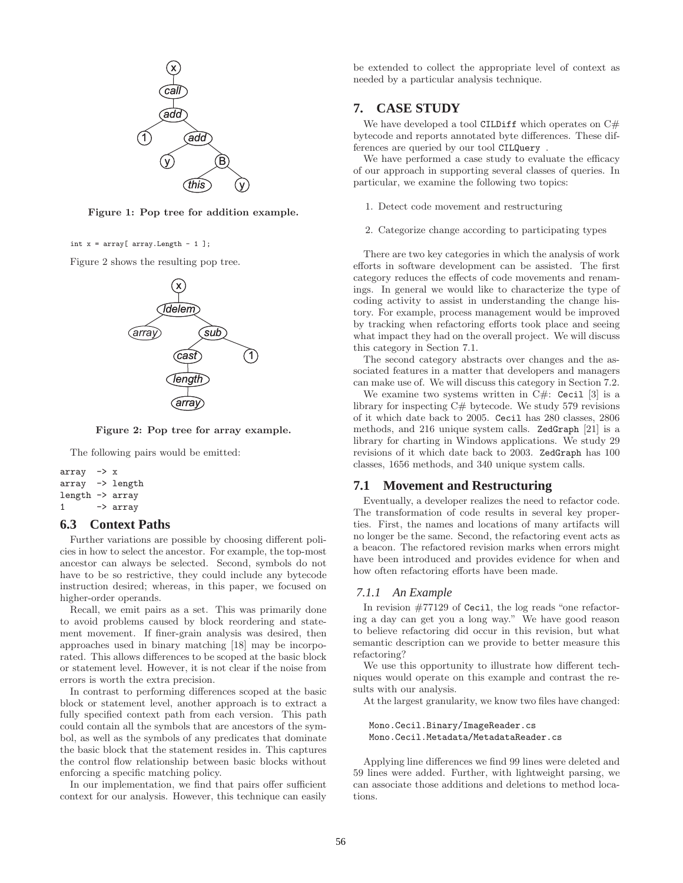Figure 1: Pop tree for addition example.

```
int x = array[ array.Length - 1 ];
```

Figure 2 shows the resulting pop tree.

Figure 2: Pop tree for array example.

The following pairs would be emitted:

```
array  -> x
array  -> length
length -> array
1      -> array
```

## 6.3 Context Paths

Further variations are possible by choosing different policies in how to select the ancestor. For example, the top-most ancestor can always be selected. Second, symbols do not have to be so restrictive, they could include any bytecode instruction desired; whereas, in this paper, we focused on higher-order operands.

Recall, we emit pairs as a set. This was primarily done to avoid problems caused by block reordering and statement movement. If finer-grain analysis was desired, then approaches used in binary matching [18] may be incorporated. This allows differences to be scoped at the basic block or statement level. However, it is not clear if the noise from errors is worth the extra precision.

In contrast to performing differences scoped at the basic block or statement level, another approach is to extract a fully specified context path from each version. This path could contain all the symbols that are ancestors of the symbol, as well as the symbols of any predicates that dominate the basic block that the statement resides in. This captures the control flow relationship between basic blocks without enforcing a specific matching policy.

In our implementation, we find that pairs offer sufficient context for our analysis. However, this technique can easily be extended to collect the appropriate level of context as needed by a particular analysis technique.

# 7. CASE STUDY

We have developed a tool `CILDiff` which operates on C# bytecode and reports annotated byte differences. These differences are queried by our tool `CILQuery` .

We have performed a case study to evaluate the efficacy of our approach in supporting several classes of queries. In particular, we examine the following two topics:

1. Detect code movement and restructuring

2. Categorize change according to participating types

There are two key categories in which the analysis of work efforts in software development can be assisted. The first category reduces the effects of code movements and renamings. In general we would like to characterize the type of coding activity to assist in understanding the change history. For example, process management would be improved by tracking when refactoring efforts took place and seeing what impact they had on the overall project. We will discuss this category in Section 7.1.

The second category abstracts over changes and the associated features in a matter that developers and managers can make use of. We will discuss this category in Section 7.2.

We examine two systems written in C#: `Cecil` [3] is a library for inspecting C# bytecode. We study 579 revisions of it which date back to 2005. `Cecil` has 280 classes, 2806 methods, and 216 unique system calls. `ZedGraph` [21] is a library for charting in Windows applications. We study 29 revisions of it which date back to 2003. `ZedGraph` has 100 classes, 1656 methods, and 340 unique system calls.

## 7.1 Movement and Restructuring

Eventually, a developer realizes the need to refactor code. The transformation of code results in several key properties. First, the names and locations of many artifacts will no longer be the same. Second, the refactoring event acts as a beacon. The refactored revision marks when errors might have been introduced and provides evidence for when and how often refactoring efforts have been made.

### *7.1.1 An Example*

In revision #77129 of `Cecil`, the log reads "one refactoring a day can get you a long way." We have good reason to believe refactoring did occur in this revision, but what semantic description can we provide to better measure this refactoring?

We use this opportunity to illustrate how different techniques would operate on this example and contrast the results with our analysis.

At the largest granularity, we know two files have changed:

```
Mono.Cecil.Binary/ImageReader.cs
Mono.Cecil.Metadata/MetadataReader.cs
```

Applying line differences we find 99 lines were deleted and 59 lines were added. Further, with lightweight parsing, we can associate those additions and deletions to method locations.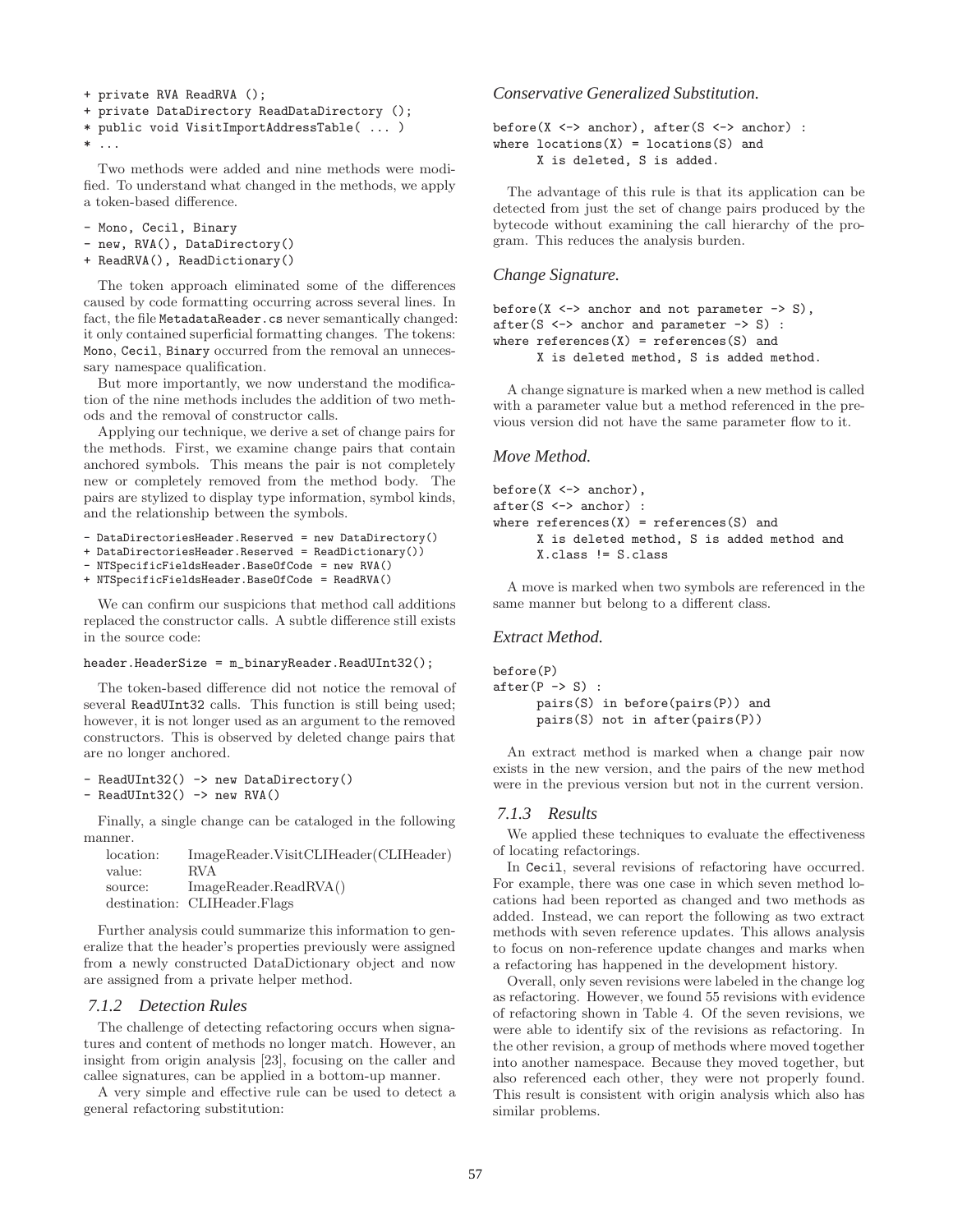```
+ private RVA ReadRVA ();
+ private DataDirectory ReadDataDirectory ();
* public void VisitImportAddressTable( ... )
* ...
```

Two methods were added and nine methods were modified. To understand what changed in the methods, we apply a token-based difference.

```
- Mono, Cecil, Binary
- new, RVA(), DataDirectory()
+ ReadRVA(), ReadDictionary()
```

The token approach eliminated some of the differences caused by code formatting occurring across several lines. In fact, the file `MetadataReader.cs` never semantically changed: it only contained superficial formatting changes. The tokens: `Mono`, `Cecil`, `Binary` occurred from the removal an unnecessary namespace qualification.

But more importantly, we now understand the modification of the nine methods includes the addition of two methods and the removal of constructor calls.

Applying our technique, we derive a set of change pairs for the methods. First, we examine change pairs that contain anchored symbols. This means the pair is not completely new or completely removed from the method body. The pairs are stylized to display type information, symbol kinds, and the relationship between the symbols.

```
- DataDirectoriesHeader.Reserved = new DataDirectory()
+ DataDirectoriesHeader.Reserved = ReadDictionary())
- NTSpecificFieldsHeader.BaseOfCode = new RVA()
+ NTSpecificFieldsHeader.BaseOfCode = ReadRVA()
```

We can confirm our suspicions that method call additions replaced the constructor calls. A subtle difference still exists in the source code:

```
header.HeaderSize = m_binaryReader.ReadUInt32();
```

The token-based difference did not notice the removal of several `ReadUInt32` calls. This function is still being used; however, it is not longer used as an argument to the removed constructors. This is observed by deleted change pairs that are no longer anchored.

```
- ReadUInt32() -> new DataDirectory()
- ReadUInt32() -> new RVA()
```

Finally, a single change can be cataloged in the following manner.

| | |
|---|---|
| location: | ImageReader.VisitCLIHeader(CLIHeader) |
| value: | RVA |
| source: | ImageReader.ReadRVA() |
| destination: | CLIHeader.Flags |

Further analysis could summarize this information to generalize that the header's properties previously were assigned from a newly constructed DataDictionary object and now are assigned from a private helper method.

### 7.1.2 Detection Rules

The challenge of detecting refactoring occurs when signatures and content of methods no longer match. However, an insight from origin analysis [23], focusing on the caller and callee signatures, can be applied in a bottom-up manner.

A very simple and effective rule can be used to detect a general refactoring substitution:

#### *Conservative Generalized Substitution.*

```
before(X <-> anchor), after(S <-> anchor) :
where locations(X) = locations(S) and
      X is deleted, S is added.
```

The advantage of this rule is that its application can be detected from just the set of change pairs produced by the bytecode without examining the call hierarchy of the program. This reduces the analysis burden.

#### *Change Signature.*

```
before(X <-> anchor and not parameter -> S),
after(S <-> anchor and parameter -> S) :
where references(X) = references(S) and
      X is deleted method, S is added method.
```

A change signature is marked when a new method is called with a parameter value but a method referenced in the previous version did not have the same parameter flow to it.

#### *Move Method.*

```
before(X <-> anchor),
after(S <-> anchor) :
where references(X) = references(S) and
      X is deleted method, S is added method and
      X.class != S.class
```

A move is marked when two symbols are referenced in the same manner but belong to a different class.

#### *Extract Method.*

```
before(P)
after(P -> S) :
      pairs(S) in before(pairs(P)) and
      pairs(S) not in after(pairs(P))
```

An extract method is marked when a change pair now exists in the new version, and the pairs of the new method were in the previous version but not in the current version.

### 7.1.3 Results

We applied these techniques to evaluate the effectiveness of locating refactorings.

In `Cecil`, several revisions of refactoring have occurred. For example, there was one case in which seven method locations had been reported as changed and two methods as added. Instead, we can report the following as two extract methods with seven reference updates. This allows analysis to focus on non-reference update changes and marks when a refactoring has happened in the development history.

Overall, only seven revisions were labeled in the change log as refactoring. However, we found 55 revisions with evidence of refactoring shown in Table 4. Of the seven revisions, we were able to identify six of the revisions as refactoring. In the other revision, a group of methods where moved together into another namespace. Because they moved together, but also referenced each other, they were not properly found. This result is consistent with origin analysis which also has similar problems.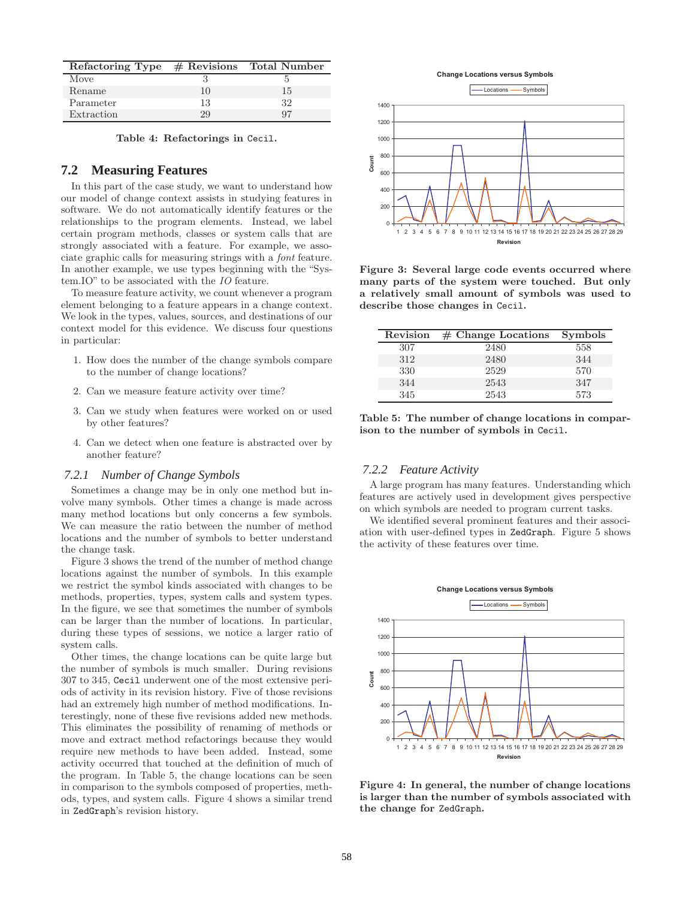| Refactoring Type | # Revisions | Total Number |
|---|---|---|
| Move | 3 | 5 |
| Rename | 10 | 15 |
| Parameter | 13 | 32 |
| Extraction | 29 | 97 |

**Table 4: Refactorings in Cecil.**

## 7.2 Measuring Features

In this part of the case study, we want to understand how our model of change context assists in studying features in software. We do not automatically identify features or the relationships to the program elements. Instead, we label certain program methods, classes or system calls that are strongly associated with a feature. For example, we associate graphic calls for measuring strings with a *font* feature. In another example, we use types beginning with the "System.IO" to be associated with the *IO* feature.

To measure feature activity, we count whenever a program element belonging to a feature appears in a change context. We look in the types, values, sources, and destinations of our context model for this evidence. We discuss four questions in particular:

1. How does the number of the change symbols compare to the number of change locations?
2. Can we measure feature activity over time?
3. Can we study when features were worked on or used by other features?
4. Can we detect when one feature is abstracted over by another feature?

### 7.2.1 Number of Change Symbols

Sometimes a change may be in only one method but involve many symbols. Other times a change is made across many method locations but only concerns a few symbols. We can measure the ratio between the number of method locations and the number of symbols to better understand the change task.

Figure 3 shows the trend of the number of method change locations against the number of symbols. In this example we restrict the symbol kinds associated with changes to be methods, properties, types, system calls and system types. In the figure, we see that sometimes the number of symbols can be larger than the number of locations. In particular, during these types of sessions, we notice a larger ratio of system calls.

Other times, the change locations can be quite large but the number of symbols is much smaller. During revisions 307 to 345, Cecil underwent one of the most extensive periods of activity in its revision history. Five of those revisions had an extremely high number of method modifications. Interestingly, none of these five revisions added new methods. This eliminates the possibility of renaming of methods or move and extract method refactorings because they would require new methods to have been added. Instead, some activity occurred that touched at the definition of much of the program. In Table 5, the change locations can be seen in comparison to the symbols composed of properties, methods, types, and system calls. Figure 4 shows a similar trend in ZedGraph's revision history.

**Figure 3: Several large code events occurred where many parts of the system were touched. But only a relatively small amount of symbols was used to describe those changes in Cecil.**

| Revision | # Change Locations | Symbols |
|---|---|---|
| 307 | 2480 | 558 |
| 312 | 2480 | 344 |
| 330 | 2529 | 570 |
| 344 | 2543 | 347 |
| 345 | 2543 | 573 |

**Table 5: The number of change locations in comparison to the number of symbols in Cecil.**

### 7.2.2 Feature Activity

A large program has many features. Understanding which features are actively used in development gives perspective on which symbols are needed to program current tasks.

We identified several prominent features and their association with user-defined types in ZedGraph. Figure 5 shows the activity of these features over time.

**Figure 4: In general, the number of change locations is larger than the number of symbols associated with the change for ZedGraph.**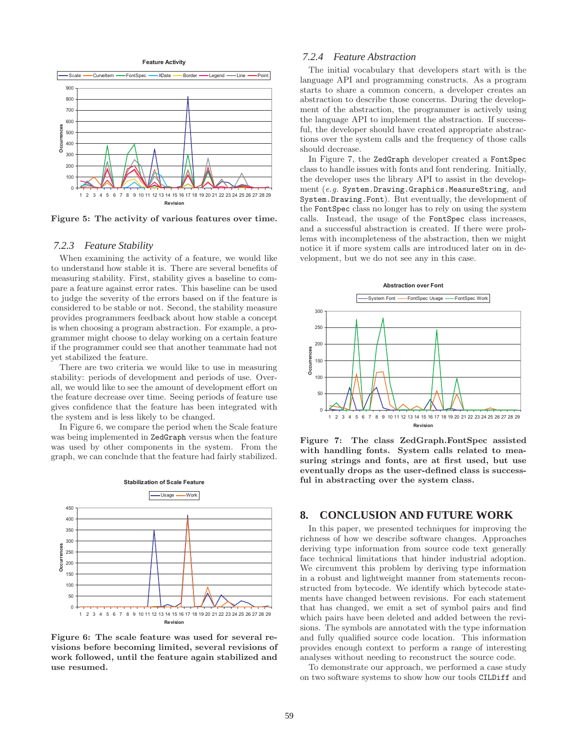Figure 5: The activity of various features over time.

### 7.2.3 Feature Stability

When examining the activity of a feature, we would like to understand how stable it is. There are several benefits of measuring stability. First, stability gives a baseline to compare a feature against error rates. This baseline can be used to judge the severity of the errors based on if the feature is considered to be stable or not. Second, the stability measure provides programmers feedback about how stable a concept is when choosing a program abstraction. For example, a programmer might choose to delay working on a certain feature if the programmer could see that another teammate had not yet stabilized the feature.

There are two criteria we would like to use in measuring stability: periods of development and periods of use. Overall, we would like to see the amount of development effort on the feature decrease over time. Seeing periods of feature use gives confidence that the feature has been integrated with the system and is less likely to be changed.

In Figure 6, we compare the period when the Scale feature was being implemented in `ZedGraph` versus when the feature was used by other components in the system. From the graph, we can conclude that the feature had fairly stabilized.

Figure 6: The scale feature was used for several revisions before becoming limited, several revisions of work followed, until the feature again stabilized and use resumed.

### 7.2.4 Feature Abstraction

The initial vocabulary that developers start with is the language API and programming constructs. As a program starts to share a common concern, a developer creates an abstraction to describe those concerns. During the development of the abstraction, the programmer is actively using the language API to implement the abstraction. If successful, the developer should have created appropriate abstractions over the system calls and the frequency of those calls should decrease.

In Figure 7, the `ZedGraph` developer created a `FontSpec` class to handle issues with fonts and font rendering. Initially, the developer uses the library API to assist in the development (*e.g.* `System.Drawing.Graphics.MeasureString`, and `System.Drawing.Font`). But eventually, the development of the `FontSpec` class no longer has to rely on using the system calls. Instead, the usage of the `FontSpec` class increases, and a successful abstraction is created. If there were problems with incompleteness of the abstraction, then we might notice it if more system calls are introduced later on in development, but we do not see any in this case.

Figure 7: The class ZedGraph.FontSpec assisted with handling fonts. System calls related to measuring strings and fonts, are at first used, but use eventually drops as the user-defined class is successful in abstracting over the system class.

## 8. CONCLUSION AND FUTURE WORK

In this paper, we presented techniques for improving the richness of how we describe software changes. Approaches deriving type information from source code text generally face technical limitations that hinder industrial adoption. We circumvent this problem by deriving type information in a robust and lightweight manner from statements reconstructed from bytecode. We identify which bytecode statements have changed between revisions. For each statement that has changed, we emit a set of symbol pairs and find which pairs have been deleted and added between the revisions. The symbols are annotated with the type information and fully qualified source code location. This information provides enough context to perform a range of interesting analyses without needing to reconstruct the source code.

To demonstrate our approach, we performed a case study on two software systems to show how our tools `CILDiff` and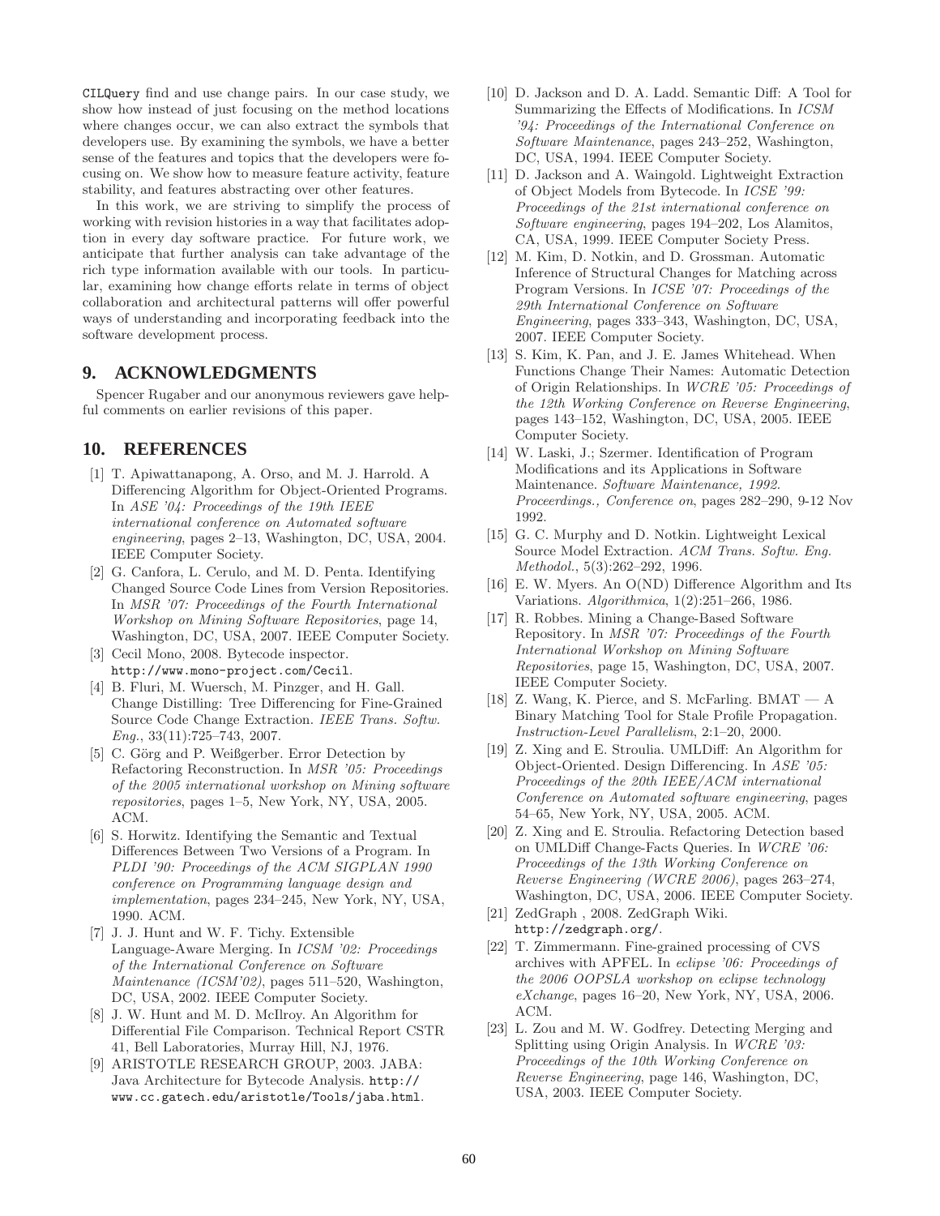CILQuery find and use change pairs. In our case study, we show how instead of just focusing on the method locations where changes occur, we can also extract the symbols that developers use. By examining the symbols, we have a better sense of the features and topics that the developers were focusing on. We show how to measure feature activity, feature stability, and features abstracting over other features.

In this work, we are striving to simplify the process of working with revision histories in a way that facilitates adoption in every day software practice. For future work, we anticipate that further analysis can take advantage of the rich type information available with our tools. In particular, examining how change efforts relate in terms of object collaboration and architectural patterns will offer powerful ways of understanding and incorporating feedback into the software development process.

## 9. ACKNOWLEDGMENTS

Spencer Rugaber and our anonymous reviewers gave helpful comments on earlier revisions of this paper.

## 10. REFERENCES

[1] T. Apiwattanapong, A. Orso, and M. J. Harrold. A Differencing Algorithm for Object-Oriented Programs. In *ASE '04: Proceedings of the 19th IEEE international conference on Automated software engineering*, pages 2–13, Washington, DC, USA, 2004. IEEE Computer Society.

[2] G. Canfora, L. Cerulo, and M. D. Penta. Identifying Changed Source Code Lines from Version Repositories. In *MSR '07: Proceedings of the Fourth International Workshop on Mining Software Repositories*, page 14, Washington, DC, USA, 2007. IEEE Computer Society.

[3] Cecil Mono, 2008. Bytecode inspector. http://www.mono-project.com/Cecil.

[4] B. Fluri, M. Wuersch, M. Pinzger, and H. Gall. Change Distilling: Tree Differencing for Fine-Grained Source Code Change Extraction. *IEEE Trans. Softw. Eng.*, 33(11):725–743, 2007.

[5] C. Görg and P. Weißgerber. Error Detection by Refactoring Reconstruction. In *MSR '05: Proceedings of the 2005 international workshop on Mining software repositories*, pages 1–5, New York, NY, USA, 2005. ACM.

[6] S. Horwitz. Identifying the Semantic and Textual Differences Between Two Versions of a Program. In *PLDI '90: Proceedings of the ACM SIGPLAN 1990 conference on Programming language design and implementation*, pages 234–245, New York, NY, USA, 1990. ACM.

[7] J. J. Hunt and W. F. Tichy. Extensible Language-Aware Merging. In *ICSM '02: Proceedings of the International Conference on Software Maintenance (ICSM'02)*, pages 511–520, Washington, DC, USA, 2002. IEEE Computer Society.

[8] J. W. Hunt and M. D. McIlroy. An Algorithm for Differential File Comparison. Technical Report CSTR 41, Bell Laboratories, Murray Hill, NJ, 1976.

[9] ARISTOTLE RESEARCH GROUP, 2003. JABA: Java Architecture for Bytecode Analysis. http://www.cc.gatech.edu/aristotle/Tools/jaba.html.

[10] D. Jackson and D. A. Ladd. Semantic Diff: A Tool for Summarizing the Effects of Modifications. In *ICSM '94: Proceedings of the International Conference on Software Maintenance*, pages 243–252, Washington, DC, USA, 1994. IEEE Computer Society.

[11] D. Jackson and A. Waingold. Lightweight Extraction of Object Models from Bytecode. In *ICSE '99: Proceedings of the 21st international conference on Software engineering*, pages 194–202, Los Alamitos, CA, USA, 1999. IEEE Computer Society Press.

[12] M. Kim, D. Notkin, and D. Grossman. Automatic Inference of Structural Changes for Matching across Program Versions. In *ICSE '07: Proceedings of the 29th International Conference on Software Engineering*, pages 333–343, Washington, DC, USA, 2007. IEEE Computer Society.

[13] S. Kim, K. Pan, and J. E. James Whitehead. When Functions Change Their Names: Automatic Detection of Origin Relationships. In *WCRE '05: Proceedings of the 12th Working Conference on Reverse Engineering*, pages 143–152, Washington, DC, USA, 2005. IEEE Computer Society.

[14] W. Laski, J.; Szermer. Identification of Program Modifications and its Applications in Software Maintenance. *Software Maintenance, 1992. Proceerdings., Conference on*, pages 282–290, 9-12 Nov 1992.

[15] G. C. Murphy and D. Notkin. Lightweight Lexical Source Model Extraction. *ACM Trans. Softw. Eng. Methodol.*, 5(3):262–292, 1996.

[16] E. W. Myers. An O(ND) Difference Algorithm and Its Variations. *Algorithmica*, 1(2):251–266, 1986.

[17] R. Robbes. Mining a Change-Based Software Repository. In *MSR '07: Proceedings of the Fourth International Workshop on Mining Software Repositories*, page 15, Washington, DC, USA, 2007. IEEE Computer Society.

[18] Z. Wang, K. Pierce, and S. McFarling. BMAT — A Binary Matching Tool for Stale Profile Propagation. *Instruction-Level Parallelism*, 2:1–20, 2000.

[19] Z. Xing and E. Stroulia. UMLDiff: An Algorithm for Object-Oriented. Design Differencing. In *ASE '05: Proceedings of the 20th IEEE/ACM international Conference on Automated software engineering*, pages 54–65, New York, NY, USA, 2005. ACM.

[20] Z. Xing and E. Stroulia. Refactoring Detection based on UMLDiff Change-Facts Queries. In *WCRE '06: Proceedings of the 13th Working Conference on Reverse Engineering (WCRE 2006)*, pages 263–274, Washington, DC, USA, 2006. IEEE Computer Society.

[21] ZedGraph , 2008. ZedGraph Wiki. http://zedgraph.org/.

[22] T. Zimmermann. Fine-grained processing of CVS archives with APFEL. In *eclipse '06: Proceedings of the 2006 OOPSLA workshop on eclipse technology eXchange*, pages 16–20, New York, NY, USA, 2006. ACM.

[23] L. Zou and M. W. Godfrey. Detecting Merging and Splitting using Origin Analysis. In *WCRE '03: Proceedings of the 10th Working Conference on Reverse Engineering*, page 146, Washington, DC, USA, 2003. IEEE Computer Society.